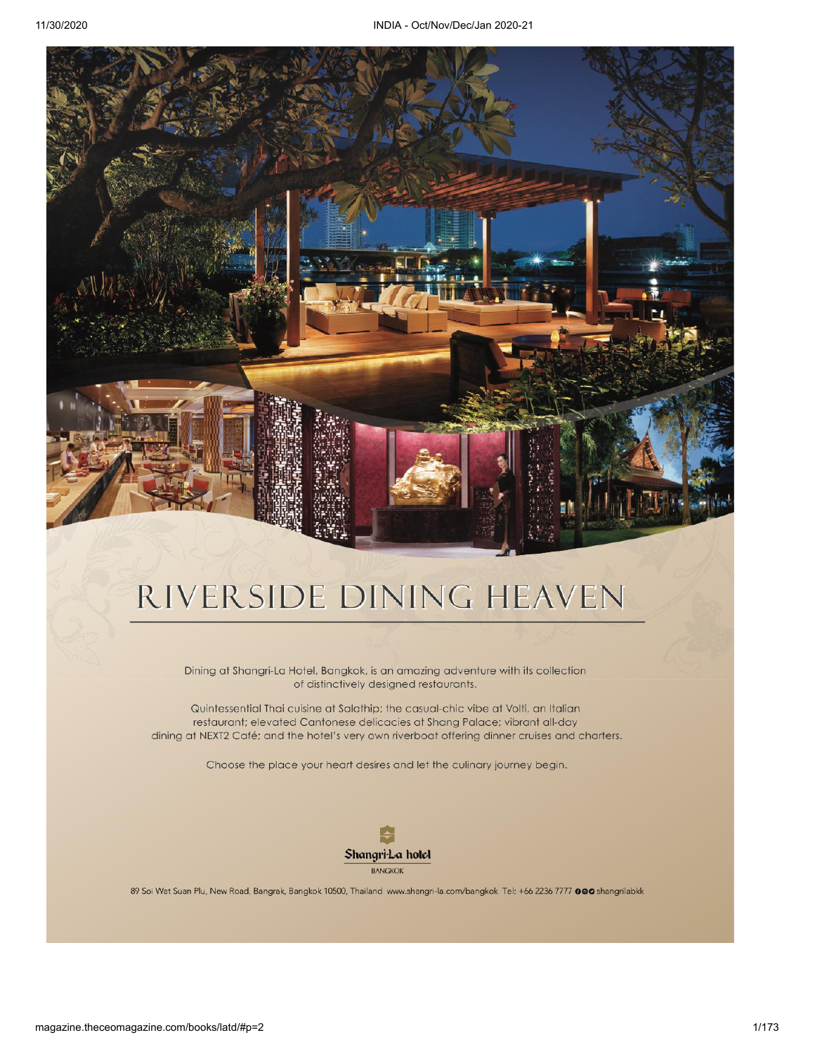# RIVERSIDE DINING HEAVEN

Dining at Shangri-La Hotel, Bangkok, is an amazing adventure with its collection of distinctively designed restaurants.

Quintessential Thai cuisine at Salathip; the casual-chic vibe at Volti, an Italian restaurant; elevated Cantonese delicacies at Shang Palace; vibrant all-day dining at NEXT2 Café; and the hotel's very own riverboat offering dinner cruises and charters.

Choose the place your heart desires and let the culinary journey begin.

Shangri-La hotel
BANGKOK

89 Soi Wat Suan Plu, New Road, Bangrak, Bangkok 10500, Thailand www.shangri-la.com/bangkok Tel: +66 2236 7777 shangrilabkk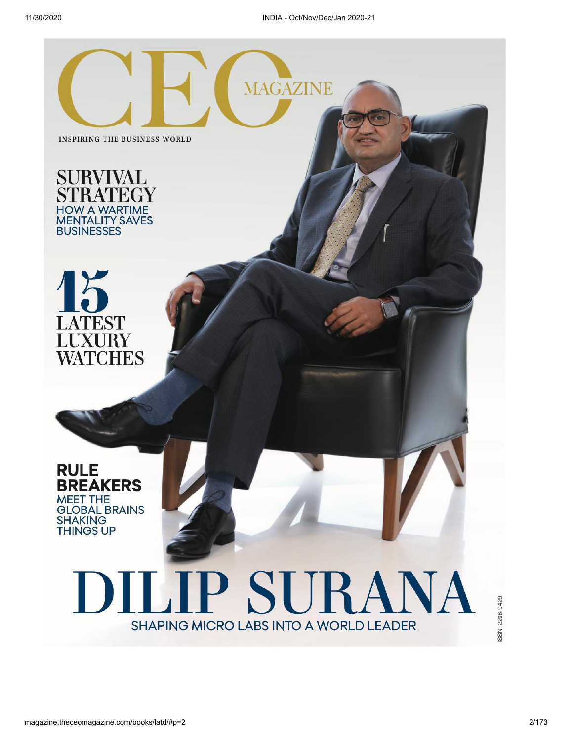# CEO MAGAZINE

INSPIRING THE BUSINESS WORLD

## SURVIVAL STRATEGY
HOW A WARTIME MENTALITY SAVES BUSINESSES

## 15 LATEST LUXURY WATCHES

## RULE BREAKERS
MEET THE GLOBAL BRAINS SHAKING THINGS UP

# DILIP SURANA
SHAPING MICRO LABS INTO A WORLD LEADER

ISSN 2206-9429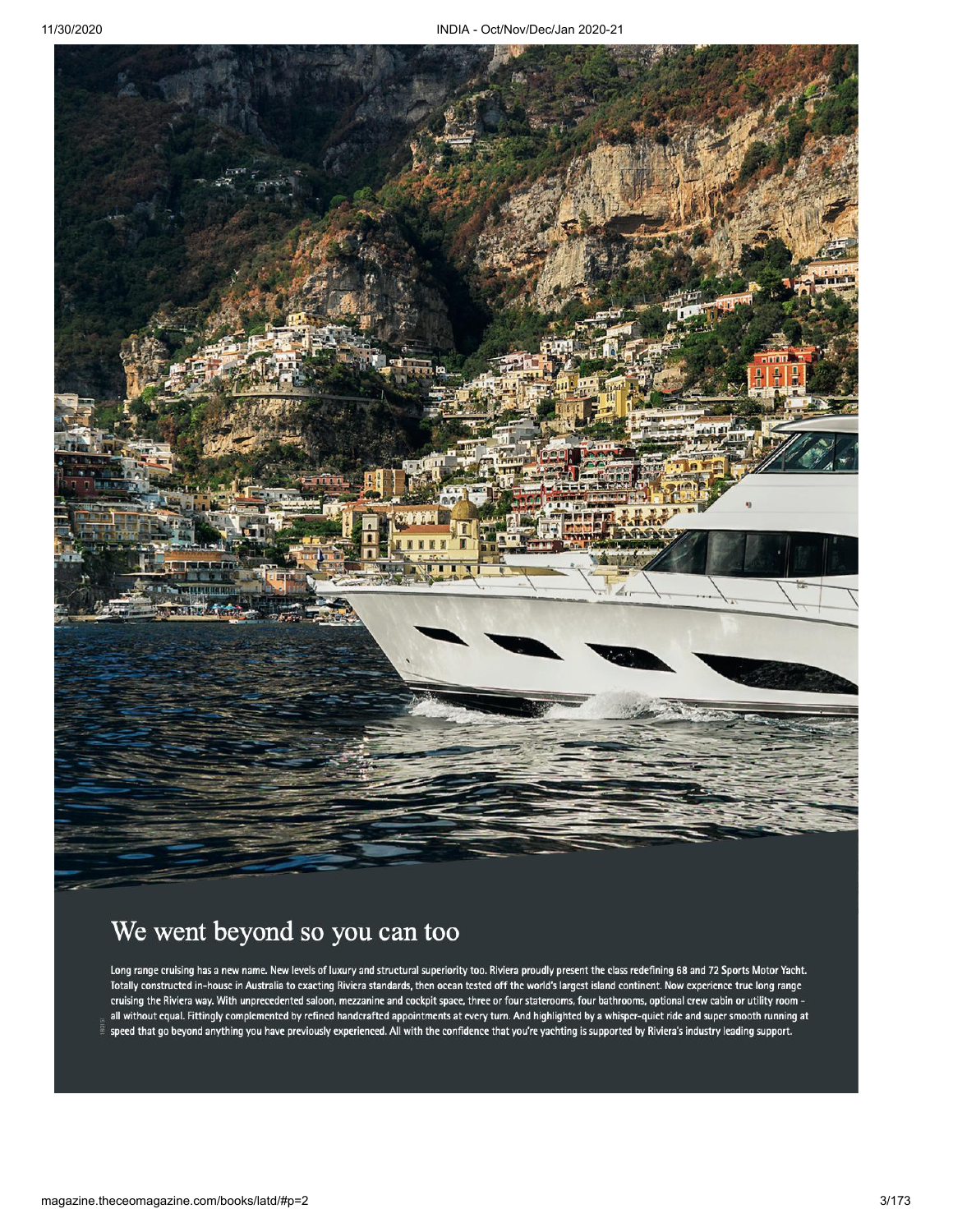# We went beyond so you can too

Long range cruising has a new name. New levels of luxury and structural superiority too. Riviera proudly present the class redefining 68 and 72 Sports Motor Yacht. Totally constructed in-house in Australia to exacting Riviera standards, then ocean tested off the world's largest island continent. Now experience true long range cruising the Riviera way. With unprecedented saloon, mezzanine and cockpit space, three or four staterooms, four bathrooms, optional crew cabin or utility room – all without equal. Fittingly complemented by refined handcrafted appointments at every turn. And highlighted by a whisper-quiet ride and super smooth running at speed that go beyond anything you have previously experienced. All with the confidence that you're yachting is supported by Riviera's industry leading support.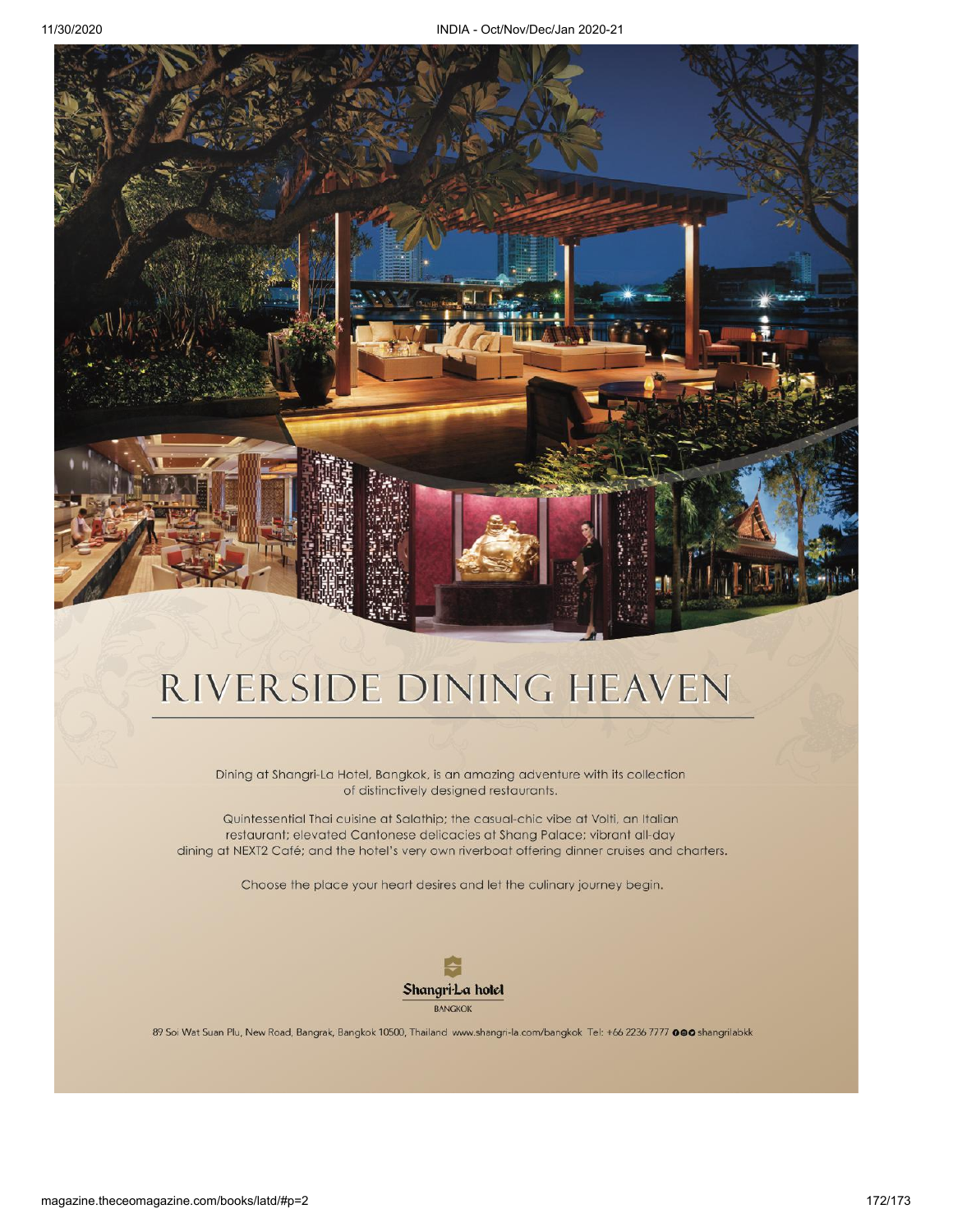# RIVERSIDE DINING HEAVEN

Dining at Shangri-La Hotel, Bangkok, is an amazing adventure with its collection of distinctively designed restaurants.

Quintessential Thai cuisine at Salathip; the casual-chic vibe at Volti, an Italian restaurant; elevated Cantonese delicacies at Shang Palace; vibrant all-day dining at NEXT2 Café; and the hotel's very own riverboat offering dinner cruises and charters.

Choose the place your heart desires and let the culinary journey begin.

Shangri-La hotel
BANGKOK

89 Soi Wat Suan Plu, New Road, Bangrak, Bangkok 10500, Thailand www.shangri-la.com/bangkok Tel: +66 2236 7777 shangrilabkk